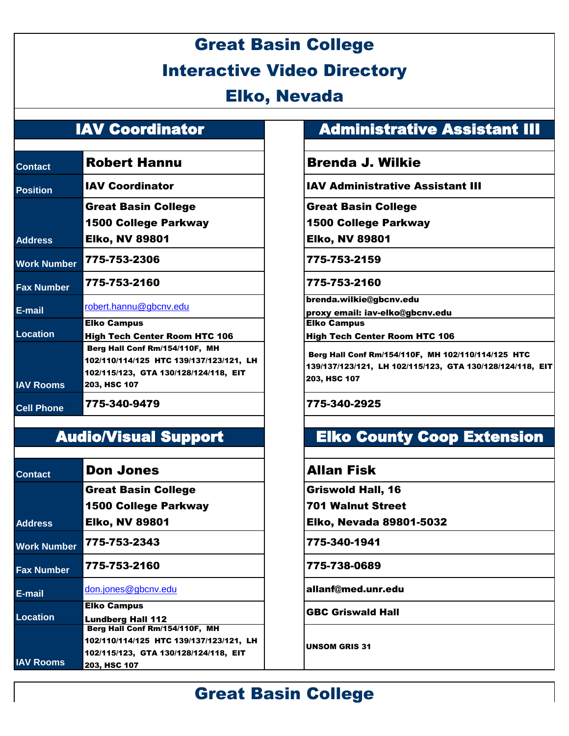# Great Basin College
# Interactive Video Directory
# Elko, Nevada

## IAV Coordinator

| | |
|---|---|
| Contact | **Robert Hannu** |
| Position | **IAV Coordinator** |
| Address | **Great Basin College**<br>**1500 College Parkway**<br>**Elko, NV 89801** |
| Work Number | **775-753-2306** |
| Fax Number | **775-753-2160** |
| E-mail | robert.hannu@gbcnv.edu |
| Location | **Elko Campus**<br>**High Tech Center Room HTC 106** |
| IAV Rooms | **Berg Hall Conf Rm/154/110F, MH 102/110/114/125 HTC 139/137/123/121, LH 102/115/123, GTA 130/128/124/118, EIT 203, HSC 107** |
| Cell Phone | **775-340-9479** |

## Administrative Assistant III

| | |
|---|---|
| Contact | **Brenda J. Wilkie** |
| Position | **IAV Administrative Assistant III** |
| Address | **Great Basin College**<br>**1500 College Parkway**<br>**Elko, NV 89801** |
| Work Number | **775-753-2159** |
| Fax Number | **775-753-2160** |
| E-mail | **brenda.wilkie@gbcnv.edu**<br>**proxy email: iav-elko@gbcnv.edu** |
| Location | **Elko Campus**<br>**High Tech Center Room HTC 106** |
| IAV Rooms | **Berg Hall Conf Rm/154/110F, MH 102/110/114/125 HTC 139/137/123/121, LH 102/115/123, GTA 130/128/124/118, EIT 203, HSC 107** |
| Cell Phone | **775-340-2925** |

## Audio/Visual Support

| | |
|---|---|
| Contact | **Don Jones** |
| Address | **Great Basin College**<br>**1500 College Parkway**<br>**Elko, NV 89801** |
| Work Number | **775-753-2343** |
| Fax Number | **775-753-2160** |
| E-mail | don.jones@gbcnv.edu |
| Location | **Elko Campus**<br>**Lundberg Hall 112** |
| IAV Rooms | **Berg Hall Conf Rm/154/110F, MH 102/110/114/125 HTC 139/137/123/121, LH 102/115/123, GTA 130/128/124/118, EIT 203, HSC 107** |

## Elko County Coop Extension

| | |
|---|---|
| Contact | **Allan Fisk** |
| Address | **Griswold Hall, 16**<br>**701 Walnut Street**<br>**Elko, Nevada 89801-5032** |
| Work Number | **775-340-1941** |
| Fax Number | **775-738-0689** |
| E-mail | **allanf@med.unr.edu** |
| Location | **GBC Griswald Hall** |
| IAV Rooms | **UNSOM GRIS 31** |

# Great Basin College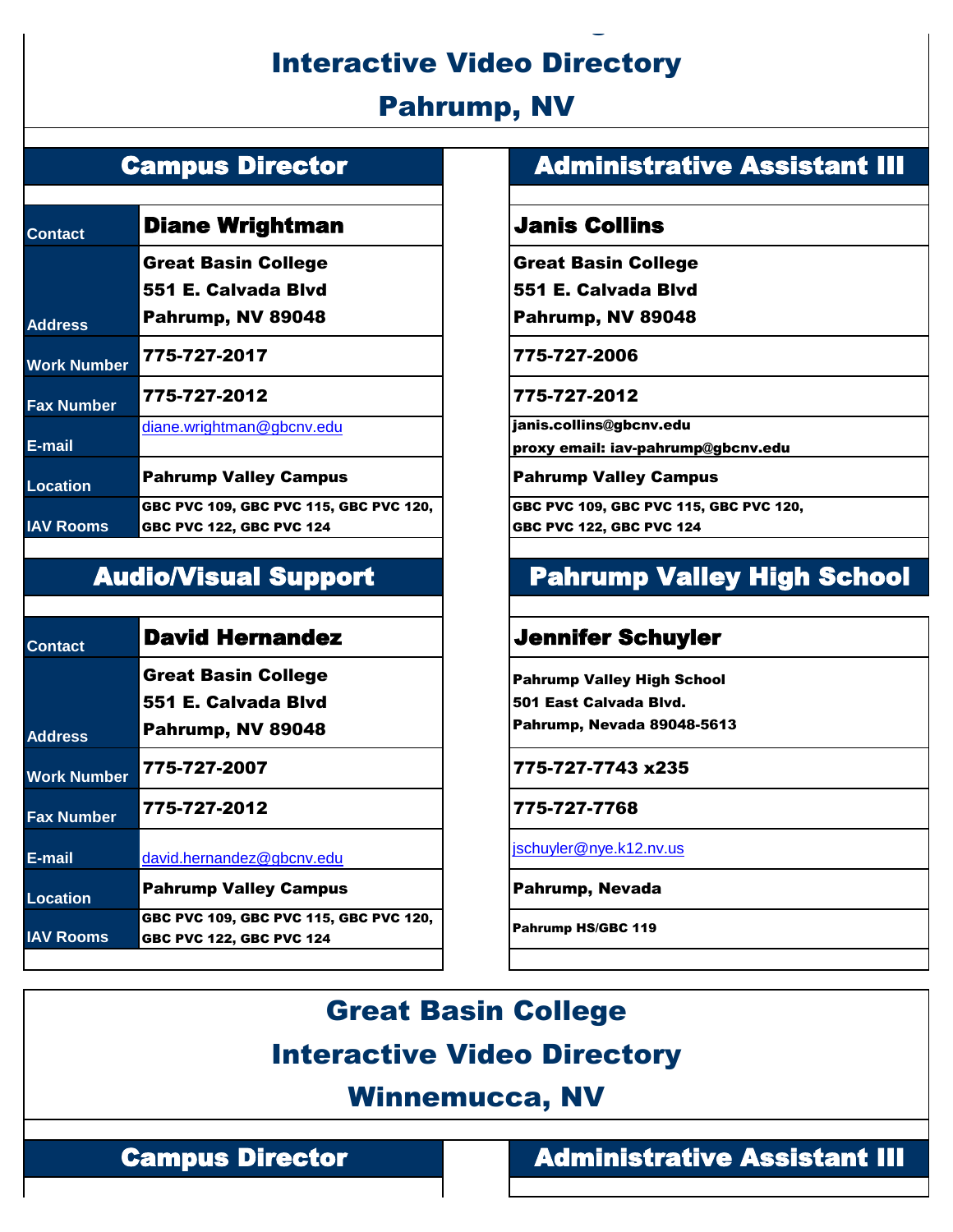# Interactive Video Directory

## Pahrump, NV

| Campus Director | | Administrative Assistant III |
|---|---|---|
| Contact | **Diane Wrightman** | **Janis Collins** |
| Address | Great Basin College<br>551 E. Calvada Blvd<br>Pahrump, NV 89048 | Great Basin College<br>551 E. Calvada Blvd<br>Pahrump, NV 89048 |
| Work Number | 775-727-2017 | 775-727-2006 |
| Fax Number | 775-727-2012 | 775-727-2012 |
| E-mail | diane.wrightman@gbcnv.edu | janis.collins@gbcnv.edu<br>proxy email: iav-pahrump@gbcnv.edu |
| Location | Pahrump Valley Campus | Pahrump Valley Campus |
| IAV Rooms | GBC PVC 109, GBC PVC 115, GBC PVC 120, GBC PVC 122, GBC PVC 124 | GBC PVC 109, GBC PVC 115, GBC PVC 120, GBC PVC 122, GBC PVC 124 |

| Audio/Visual Support | | Pahrump Valley High School |
|---|---|---|
| Contact | **David Hernandez** | **Jennifer Schuyler** |
| Address | Great Basin College<br>551 E. Calvada Blvd<br>Pahrump, NV 89048 | Pahrump Valley High School<br>501 East Calvada Blvd.<br>Pahrump, Nevada 89048-5613 |
| Work Number | 775-727-2007 | 775-727-7743 x235 |
| Fax Number | 775-727-2012 | 775-727-7768 |
| E-mail | david.hernandez@gbcnv.edu | jschuyler@nye.k12.nv.us |
| Location | Pahrump Valley Campus | Pahrump, Nevada |
| IAV Rooms | GBC PVC 109, GBC PVC 115, GBC PVC 120, GBC PVC 122, GBC PVC 124 | Pahrump HS/GBC 119 |

# Great Basin College

# Interactive Video Directory

## Winnemucca, NV

| Campus Director | Administrative Assistant III |
|---|---|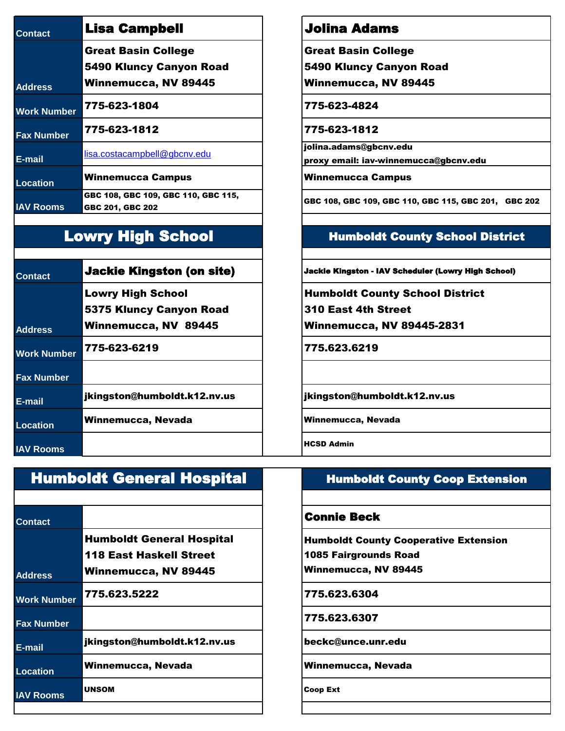| Contact | Lisa Campbell | Jolina Adams |
|---|---|---|
| Address | Great Basin College<br>5490 Kluncy Canyon Road<br>Winnemucca, NV 89445 | Great Basin College<br>5490 Kluncy Canyon Road<br>Winnemucca, NV 89445 |
| Work Number | 775-623-1804 | 775-623-4824 |
| Fax Number | 775-623-1812 | 775-623-1812 |
| E-mail | lisa.costacampbell@gbcnv.edu | jolina.adams@gbcnv.edu<br>proxy email: iav-winnemucca@gbcnv.edu |
| Location | Winnemucca Campus | Winnemucca Campus |
| IAV Rooms | GBC 108, GBC 109, GBC 110, GBC 115, GBC 201, GBC 202 | GBC 108, GBC 109, GBC 110, GBC 115, GBC 201, GBC 202 |

## Lowry High School

| Contact | Jackie Kingston (on site) |
|---|---|
| Address | Lowry High School<br>5375 Kluncy Canyon Road<br>Winnemucca, NV 89445 |
| Work Number | 775-623-6219 |
| Fax Number | |
| E-mail | jkingston@humboldt.k12.nv.us |
| Location | Winnemucca, Nevada |
| IAV Rooms | |

## Humboldt County School District

| Contact | Jackie Kingston - IAV Scheduler (Lowry High School) |
|---|---|
| Address | Humboldt County School District<br>310 East 4th Street<br>Winnemucca, NV 89445-2831 |
| Work Number | 775.623.6219 |
| Fax Number | |
| E-mail | jkingston@humboldt.k12.nv.us |
| Location | Winnemucca, Nevada |
| IAV Rooms | HCSD Admin |

## Humboldt General Hospital

| Contact | |
|---|---|
| Address | Humboldt General Hospital<br>118 East Haskell Street<br>Winnemucca, NV 89445 |
| Work Number | 775.623.5222 |
| Fax Number | |
| E-mail | jkingston@humboldt.k12.nv.us |
| Location | Winnemucca, Nevada |
| IAV Rooms | UNSOM |

## Humboldt County Coop Extension

| Contact | Connie Beck |
|---|---|
| Address | Humboldt County Cooperative Extension<br>1085 Fairgrounds Road<br>Winnemucca, NV 89445 |
| Work Number | 775.623.6304 |
| Fax Number | 775.623.6307 |
| E-mail | beckc@unce.unr.edu |
| Location | Winnemucca, Nevada |
| IAV Rooms | Coop Ext |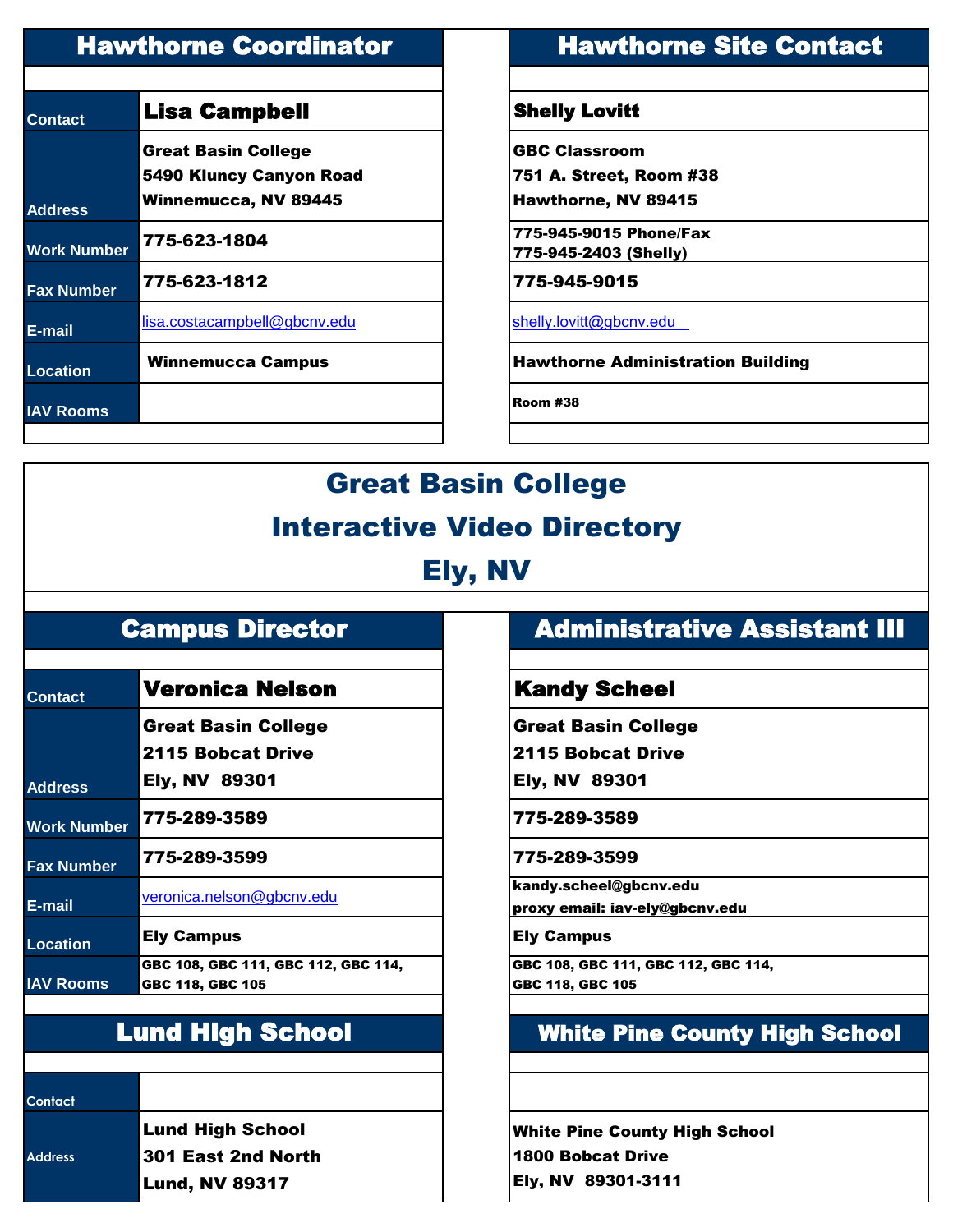| | Hawthorne Coordinator | Hawthorne Site Contact |
|---|---|---|
| Contact | **Lisa Campbell** | **Shelly Lovitt** |
| Address | Great Basin College<br>5490 Kluncy Canyon Road<br>Winnemucca, NV 89445 | GBC Classroom<br>751 A. Street, Room #38<br>Hawthorne, NV 89415 |
| Work Number | 775-623-1804 | 775-945-9015 Phone/Fax<br>775-945-2403 (Shelly) |
| Fax Number | 775-623-1812 | 775-945-9015 |
| E-mail | lisa.costacampbell@gbcnv.edu | shelly.lovitt@gbcnv.edu |
| Location | Winnemucca Campus | Hawthorne Administration Building |
| IAV Rooms | | Room #38 |

# Great Basin College

# Interactive Video Directory

# Ely, NV

| | Campus Director | Administrative Assistant III |
|---|---|---|
| Contact | **Veronica Nelson** | **Kandy Scheel** |
| Address | Great Basin College<br>2115 Bobcat Drive<br>Ely, NV 89301 | Great Basin College<br>2115 Bobcat Drive<br>Ely, NV 89301 |
| Work Number | 775-289-3589 | 775-289-3589 |
| Fax Number | 775-289-3599 | 775-289-3599 |
| E-mail | veronica.nelson@gbcnv.edu | kandy.scheel@gbcnv.edu<br>proxy email: iav-ely@gbcnv.edu |
| Location | Ely Campus | Ely Campus |
| IAV Rooms | GBC 108, GBC 111, GBC 112, GBC 114, GBC 118, GBC 105 | GBC 108, GBC 111, GBC 112, GBC 114, GBC 118, GBC 105 |

| | Lund High School | White Pine County High School |
|---|---|---|
| Contact | | |
| Address | Lund High School<br>301 East 2nd North<br>Lund, NV 89317 | White Pine County High School<br>1800 Bobcat Drive<br>Ely, NV 89301-3111 |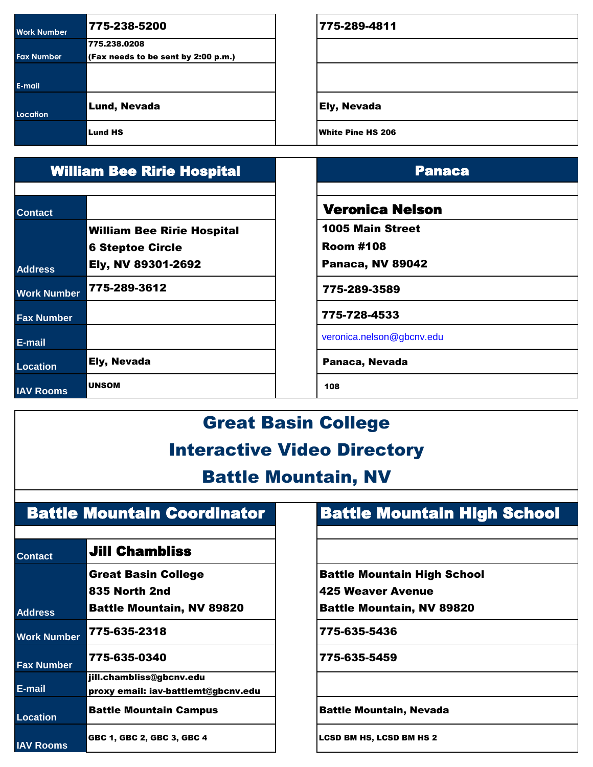| | | |
|---|---|---|
| Work Number | 775-238-5200 | 775-289-4811 |
| Fax Number | 775.238.0208<br>(Fax needs to be sent by 2:00 p.m.) | |
| E-mail | | |
| Location | Lund, Nevada | Ely, Nevada |
| | Lund HS | White Pine HS 206 |

| | William Bee Ririe Hospital | Panaca |
|---|---|---|
| Contact | | Veronica Nelson |
| Address | William Bee Ririe Hospital<br>6 Steptoe Circle<br>Ely, NV 89301-2692 | 1005 Main Street<br>Room #108<br>Panaca, NV 89042 |
| Work Number | 775-289-3612 | 775-289-3589 |
| Fax Number | | 775-728-4533 |
| E-mail | | veronica.nelson@gbcnv.edu |
| Location | Ely, Nevada | Panaca, Nevada |
| IAV Rooms | UNSOM | 108 |

# Great Basin College
# Interactive Video Directory
# Battle Mountain, NV

| | Battle Mountain Coordinator | Battle Mountain High School |
|---|---|---|
| Contact | Jill Chambliss | |
| Address | Great Basin College<br>835 North 2nd<br>Battle Mountain, NV 89820 | Battle Mountain High School<br>425 Weaver Avenue<br>Battle Mountain, NV 89820 |
| Work Number | 775-635-2318 | 775-635-5436 |
| Fax Number | 775-635-0340 | 775-635-5459 |
| E-mail | jill.chambliss@gbcnv.edu<br>proxy email: iav-battlemt@gbcnv.edu | |
| Location | Battle Mountain Campus | Battle Mountain, Nevada |
| IAV Rooms | GBC 1, GBC 2, GBC 3, GBC 4 | LCSD BM HS, LCSD BM HS 2 |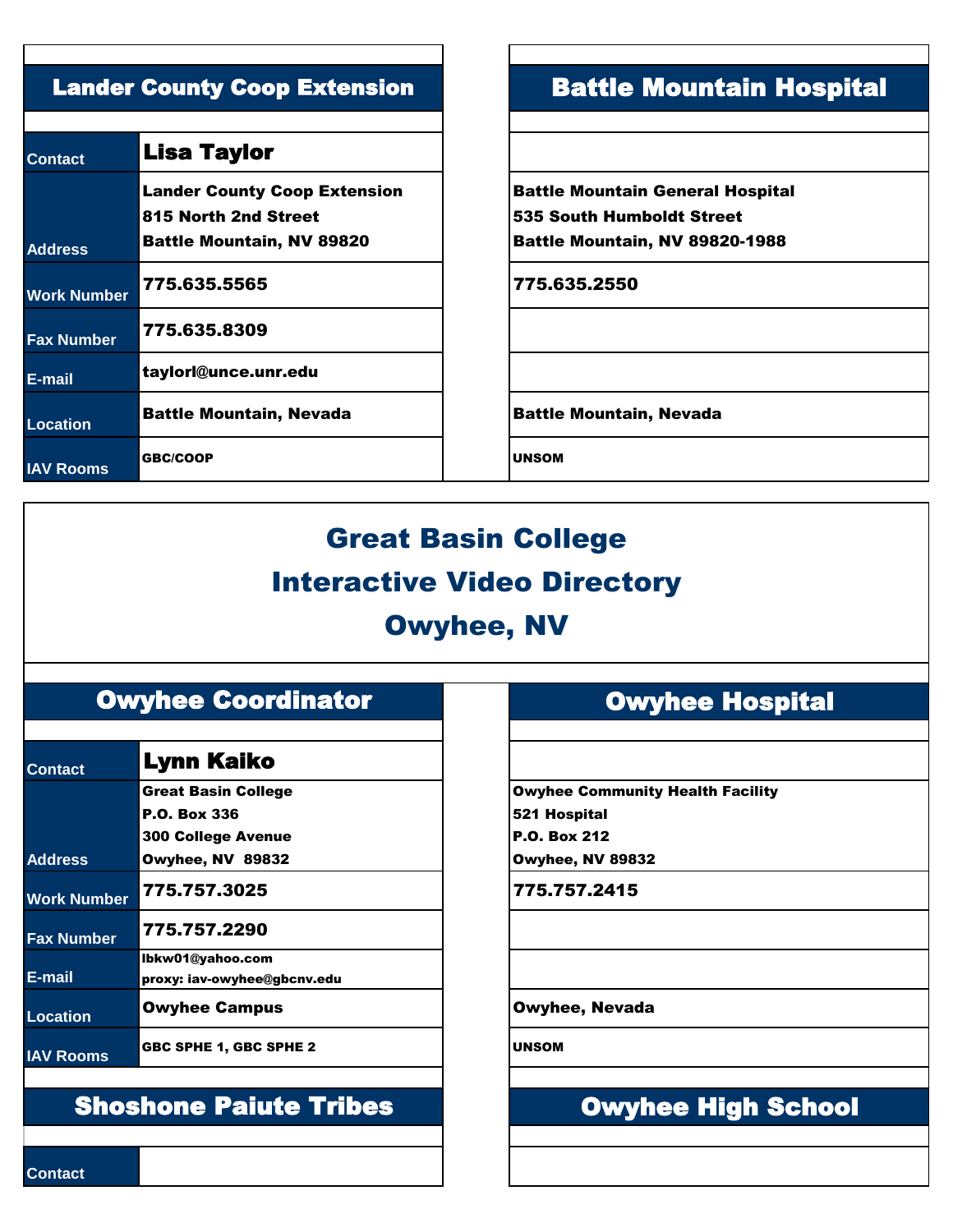## Lander County Coop Extension

| | |
|---|---|
| Contact | **Lisa Taylor** |
| Address | Lander County Coop Extension<br>815 North 2nd Street<br>Battle Mountain, NV 89820 |
| Work Number | 775.635.5565 |
| Fax Number | 775.635.8309 |
| E-mail | taylorl@unce.unr.edu |
| Location | Battle Mountain, Nevada |
| IAV Rooms | GBC/COOP |

## Battle Mountain Hospital

| | |
|---|---|
| Contact | |
| Address | Battle Mountain General Hospital<br>535 South Humboldt Street<br>Battle Mountain, NV 89820-1988 |
| Work Number | 775.635.2550 |
| Fax Number | |
| E-mail | |
| Location | Battle Mountain, Nevada |
| IAV Rooms | UNSOM |

# Great Basin College
# Interactive Video Directory
# Owyhee, NV

## Owyhee Coordinator

| | |
|---|---|
| Contact | **Lynn Kaiko** |
| Address | Great Basin College<br>P.O. Box 336<br>300 College Avenue<br>Owyhee, NV 89832 |
| Work Number | 775.757.3025 |
| Fax Number | 775.757.2290 |
| E-mail | lbkw01@yahoo.com<br>proxy: iav-owyhee@gbcnv.edu |
| Location | Owyhee Campus |
| IAV Rooms | GBC SPHE 1, GBC SPHE 2 |

## Owyhee Hospital

| | |
|---|---|
| Contact | |
| Address | Owyhee Community Health Facility<br>521 Hospital<br>P.O. Box 212<br>Owyhee, NV 89832 |
| Work Number | 775.757.2415 |
| Fax Number | |
| E-mail | |
| Location | Owyhee, Nevada |
| IAV Rooms | UNSOM |

## Shoshone Paiute Tribes

| | |
|---|---|
| Contact | |

## Owyhee High School

| | |
|---|---|
| Contact | |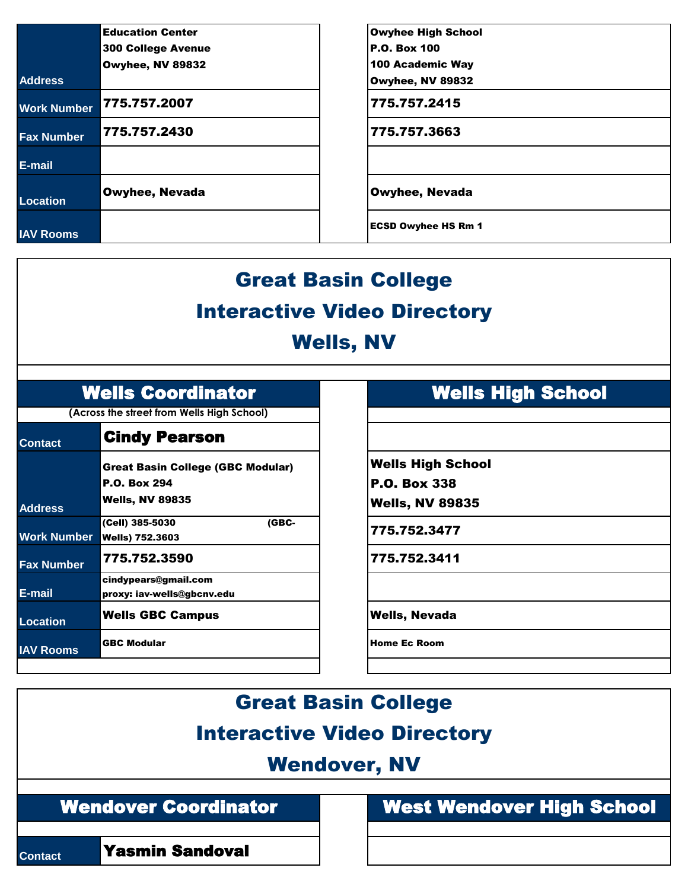| | | | |
|---|---|---|---|
| Address | Education Center<br>300 College Avenue<br>Owyhee, NV 89832 | | Owyhee High School<br>P.O. Box 100<br>100 Academic Way<br>Owyhee, NV 89832 |
| Work Number | 775.757.2007 | | 775.757.2415 |
| Fax Number | 775.757.2430 | | 775.757.3663 |
| E-mail | | | |
| Location | Owyhee, Nevada | | Owyhee, Nevada |
| IAV Rooms | | | ECSD Owyhee HS Rm 1 |

# Great Basin College
# Interactive Video Directory
# Wells, NV

| Wells Coordinator | | | Wells High School |
|---|---|---|---|
| (Across the street from Wells High School) | | | |
| Contact | **Cindy Pearson** | | |
| Address | Great Basin College (GBC Modular)<br>P.O. Box 294<br>Wells, NV 89835 | | Wells High School<br>P.O. Box 338<br>Wells, NV 89835 |
| Work Number | (Cell) 385-5030 (GBC-Wells) 752.3603 | | 775.752.3477 |
| Fax Number | 775.752.3590 | | 775.752.3411 |
| E-mail | cindypears@gmail.com<br>proxy: iav-wells@gbcnv.edu | | |
| Location | Wells GBC Campus | | Wells, Nevada |
| IAV Rooms | GBC Modular | | Home Ec Room |

# Great Basin College
# Interactive Video Directory
# Wendover, NV

| Wendover Coordinator | | | West Wendover High School |
|---|---|---|---|
| | | | |
| Contact | **Yasmin Sandoval** | | |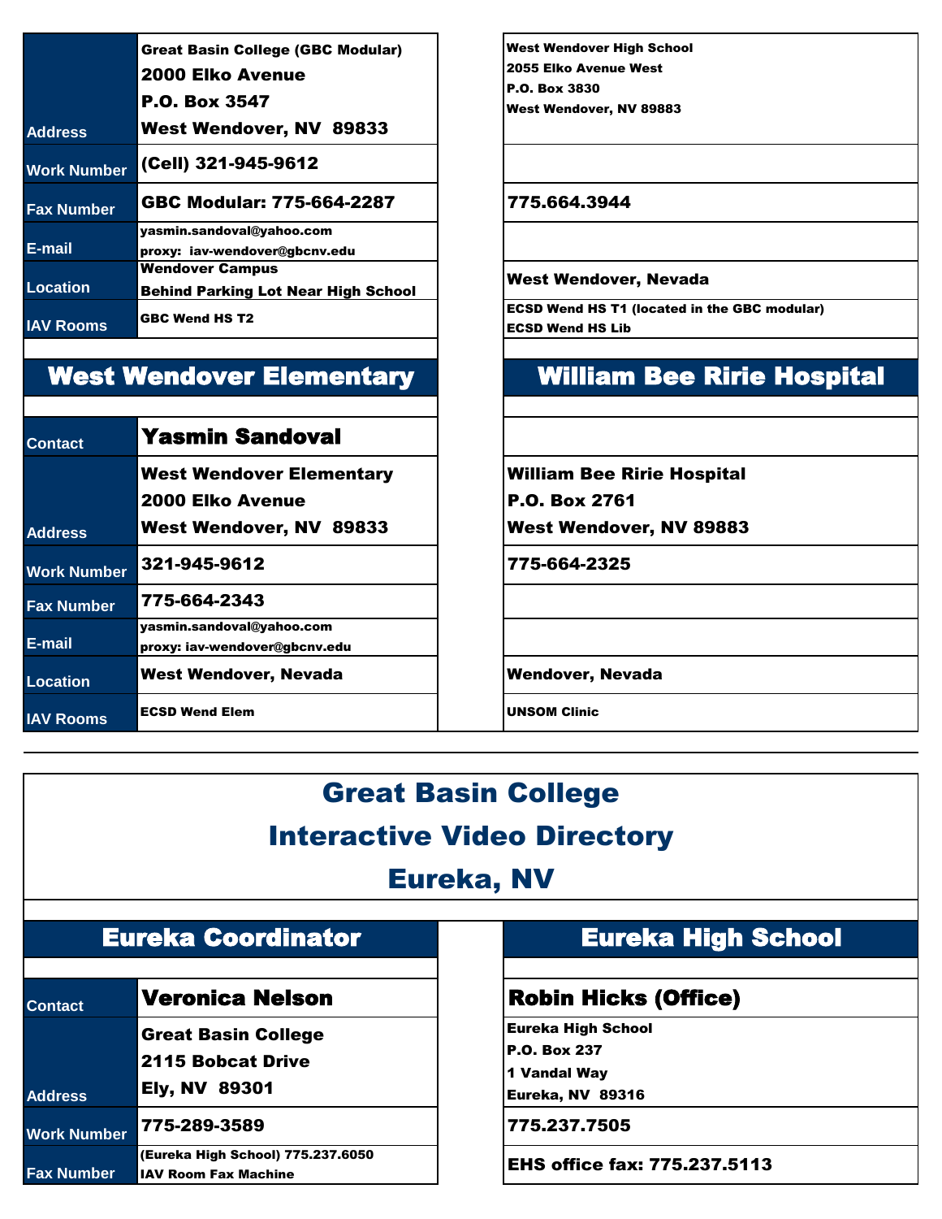| | | | |
|---|---|---|---|
| Address | Great Basin College (GBC Modular)<br>2000 Elko Avenue<br>P.O. Box 3547<br>West Wendover, NV 89833 | | West Wendover High School<br>2055 Elko Avenue West<br>P.O. Box 3830<br>West Wendover, NV 89883 |
| Work Number | (Cell) 321-945-9612 | | |
| Fax Number | GBC Modular: 775-664-2287 | | 775.664.3944 |
| E-mail | yasmin.sandoval@yahoo.com<br>proxy: iav-wendover@gbcnv.edu | | |
| Location | Wendover Campus<br>Behind Parking Lot Near High School | | West Wendover, Nevada |
| IAV Rooms | GBC Wend HS T2 | | ECSD Wend HS T1 (located in the GBC modular)<br>ECSD Wend HS Lib |

## West Wendover Elementary

| | |
|---|---|
| Contact | Yasmin Sandoval |
| Address | West Wendover Elementary<br>2000 Elko Avenue<br>West Wendover, NV 89833 |
| Work Number | 321-945-9612 |
| Fax Number | 775-664-2343 |
| E-mail | yasmin.sandoval@yahoo.com<br>proxy: iav-wendover@gbcnv.edu |
| Location | West Wendover, Nevada |
| IAV Rooms | ECSD Wend Elem |

## William Bee Ririe Hospital

| | |
|---|---|
| Contact | |
| Address | William Bee Ririe Hospital<br>P.O. Box 2761<br>West Wendover, NV 89883 |
| Work Number | 775-664-2325 |
| Fax Number | |
| E-mail | |
| Location | Wendover, Nevada |
| IAV Rooms | UNSOM Clinic |

# Great Basin College

# Interactive Video Directory

# Eureka, NV

## Eureka Coordinator

| | |
|---|---|
| Contact | Veronica Nelson |
| Address | Great Basin College<br>2115 Bobcat Drive<br>Ely, NV 89301 |
| Work Number | 775-289-3589 |
| Fax Number | (Eureka High School) 775.237.6050<br>IAV Room Fax Machine |

## Eureka High School

| | |
|---|---|
| Contact | Robin Hicks (Office) |
| Address | Eureka High School<br>P.O. Box 237<br>1 Vandal Way<br>Eureka, NV 89316 |
| Work Number | 775.237.7505 |
| Fax Number | EHS office fax: 775.237.5113 |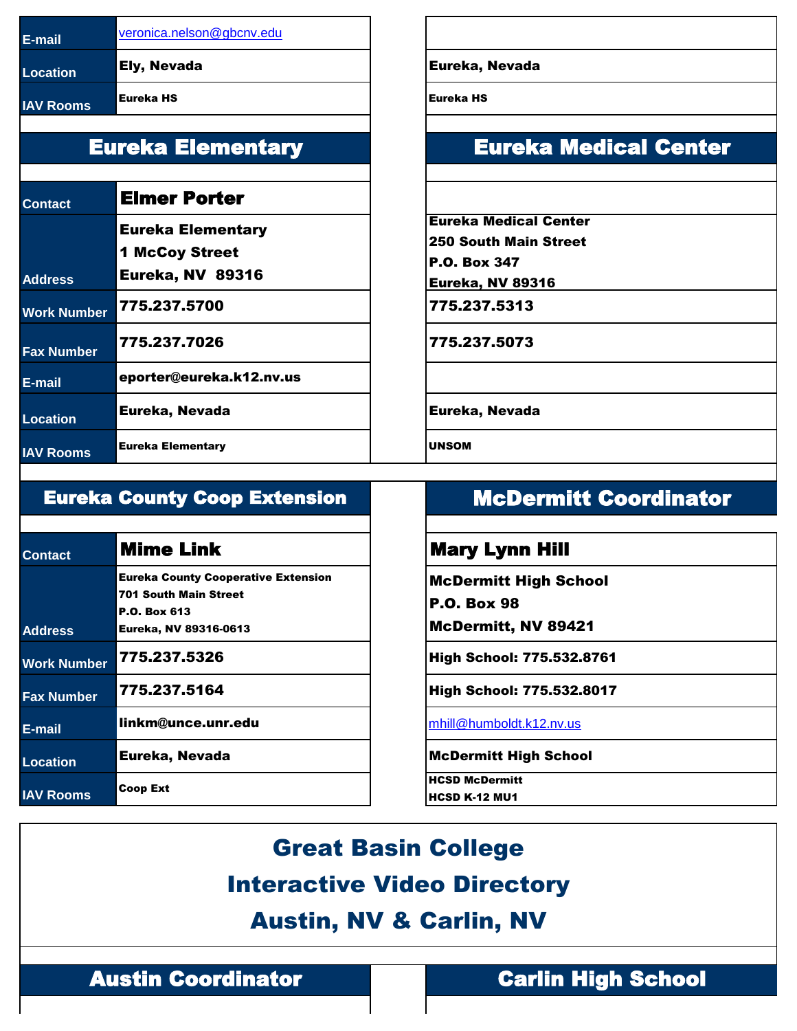| | | |
|---|---|---|
| E-mail | veronica.nelson@gbcnv.edu | |
| Location | Ely, Nevada | Eureka, Nevada |
| IAV Rooms | Eureka HS | Eureka HS |

| | Eureka Elementary | Eureka Medical Center |
|---|---|---|
| Contact | **Elmer Porter** | |
| Address | Eureka Elementary<br>1 McCoy Street<br>Eureka, NV 89316 | Eureka Medical Center<br>250 South Main Street<br>P.O. Box 347<br>Eureka, NV 89316 |
| Work Number | 775.237.5700 | 775.237.5313 |
| Fax Number | 775.237.7026 | 775.237.5073 |
| E-mail | eporter@eureka.k12.nv.us | |
| Location | Eureka, Nevada | Eureka, Nevada |
| IAV Rooms | Eureka Elementary | UNSOM |

| | Eureka County Coop Extension | McDermitt Coordinator |
|---|---|---|
| Contact | **Mime Link** | **Mary Lynn Hill** |
| Address | Eureka County Cooperative Extension<br>701 South Main Street<br>P.O. Box 613<br>Eureka, NV 89316-0613 | McDermitt High School<br>P.O. Box 98<br>McDermitt, NV 89421 |
| Work Number | 775.237.5326 | High School: 775.532.8761 |
| Fax Number | 775.237.5164 | High School: 775.532.8017 |
| E-mail | linkm@unce.unr.edu | mhill@humboldt.k12.nv.us |
| Location | Eureka, Nevada | McDermitt High School |
| IAV Rooms | Coop Ext | HCSD McDermitt<br>HCSD K-12 MU1 |

# Great Basin College
# Interactive Video Directory
# Austin, NV & Carlin, NV

| Austin Coordinator | Carlin High School |
|---|---|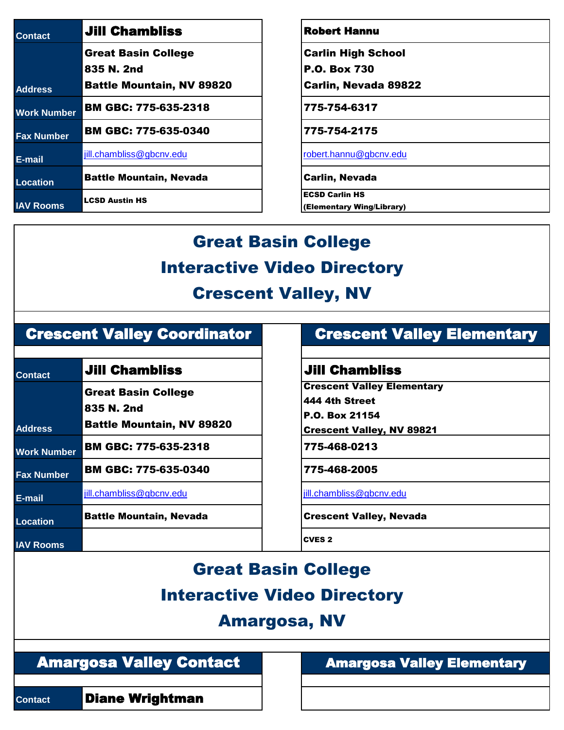| | | | |
|---|---|---|---|
| Contact | Jill Chambliss | | Robert Hannu |
| Address | Great Basin College<br>835 N. 2nd<br>Battle Mountain, NV 89820 | | Carlin High School<br>P.O. Box 730<br>Carlin, Nevada 89822 |
| Work Number | BM GBC: 775-635-2318 | | 775-754-6317 |
| Fax Number | BM GBC: 775-635-0340 | | 775-754-2175 |
| E-mail | jill.chambliss@gbcnv.edu | | robert.hannu@gbcnv.edu |
| Location | Battle Mountain, Nevada | | Carlin, Nevada |
| IAV Rooms | LCSD Austin HS | | ECSD Carlin HS<br>(Elementary Wing/Library) |

# Great Basin College
# Interactive Video Directory
# Crescent Valley, NV

| | Crescent Valley Coordinator | | Crescent Valley Elementary |
|---|---|---|---|
| Contact | Jill Chambliss | | Jill Chambliss |
| Address | Great Basin College<br>835 N. 2nd<br>Battle Mountain, NV 89820 | | Crescent Valley Elementary<br>444 4th Street<br>P.O. Box 21154<br>Crescent Valley, NV 89821 |
| Work Number | BM GBC: 775-635-2318 | | 775-468-0213 |
| Fax Number | BM GBC: 775-635-0340 | | 775-468-2005 |
| E-mail | jill.chambliss@gbcnv.edu | | jill.chambliss@gbcnv.edu |
| Location | Battle Mountain, Nevada | | Crescent Valley, Nevada |
| IAV Rooms | | | CVES 2 |

# Great Basin College
# Interactive Video Directory
# Amargosa, NV

| | Amargosa Valley Contact | | Amargosa Valley Elementary |
|---|---|---|---|
| Contact | Diane Wrightman | | |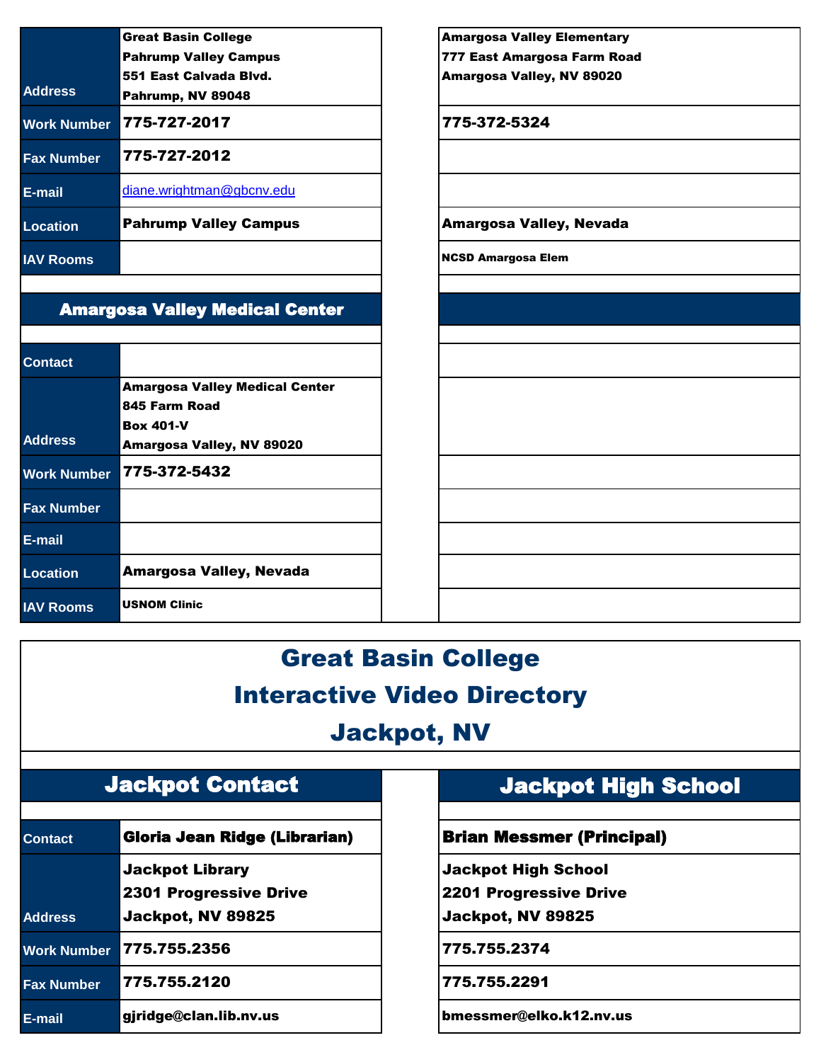| | | | |
|---|---|---|---|
| Address | Great Basin College<br>Pahrump Valley Campus<br>551 East Calvada Blvd.<br>Pahrump, NV 89048 | | Amargosa Valley Elementary<br>777 East Amargosa Farm Road<br>Amargosa Valley, NV 89020 |
| Work Number | 775-727-2017 | | 775-372-5324 |
| Fax Number | 775-727-2012 | | |
| E-mail | diane.wrightman@gbcnv.edu | | |
| Location | Pahrump Valley Campus | | Amargosa Valley, Nevada |
| IAV Rooms | | | NCSD Amargosa Elem |

| Amargosa Valley Medical Center | | | |
|---|---|---|---|
| Contact | | | |
| Address | Amargosa Valley Medical Center<br>845 Farm Road<br>Box 401-V<br>Amargosa Valley, NV 89020 | | |
| Work Number | 775-372-5432 | | |
| Fax Number | | | |
| E-mail | | | |
| Location | Amargosa Valley, Nevada | | |
| IAV Rooms | USNOM Clinic | | |

# Great Basin College
# Interactive Video Directory
# Jackpot, NV

| Jackpot Contact | | | Jackpot High School |
|---|---|---|---|
| Contact | Gloria Jean Ridge (Librarian) | | Brian Messmer (Principal) |
| Address | Jackpot Library<br>2301 Progressive Drive<br>Jackpot, NV 89825 | | Jackpot High School<br>2201 Progressive Drive<br>Jackpot, NV 89825 |
| Work Number | 775.755.2356 | | 775.755.2374 |
| Fax Number | 775.755.2120 | | 775.755.2291 |
| E-mail | gjridge@clan.lib.nv.us | | bmessmer@elko.k12.nv.us |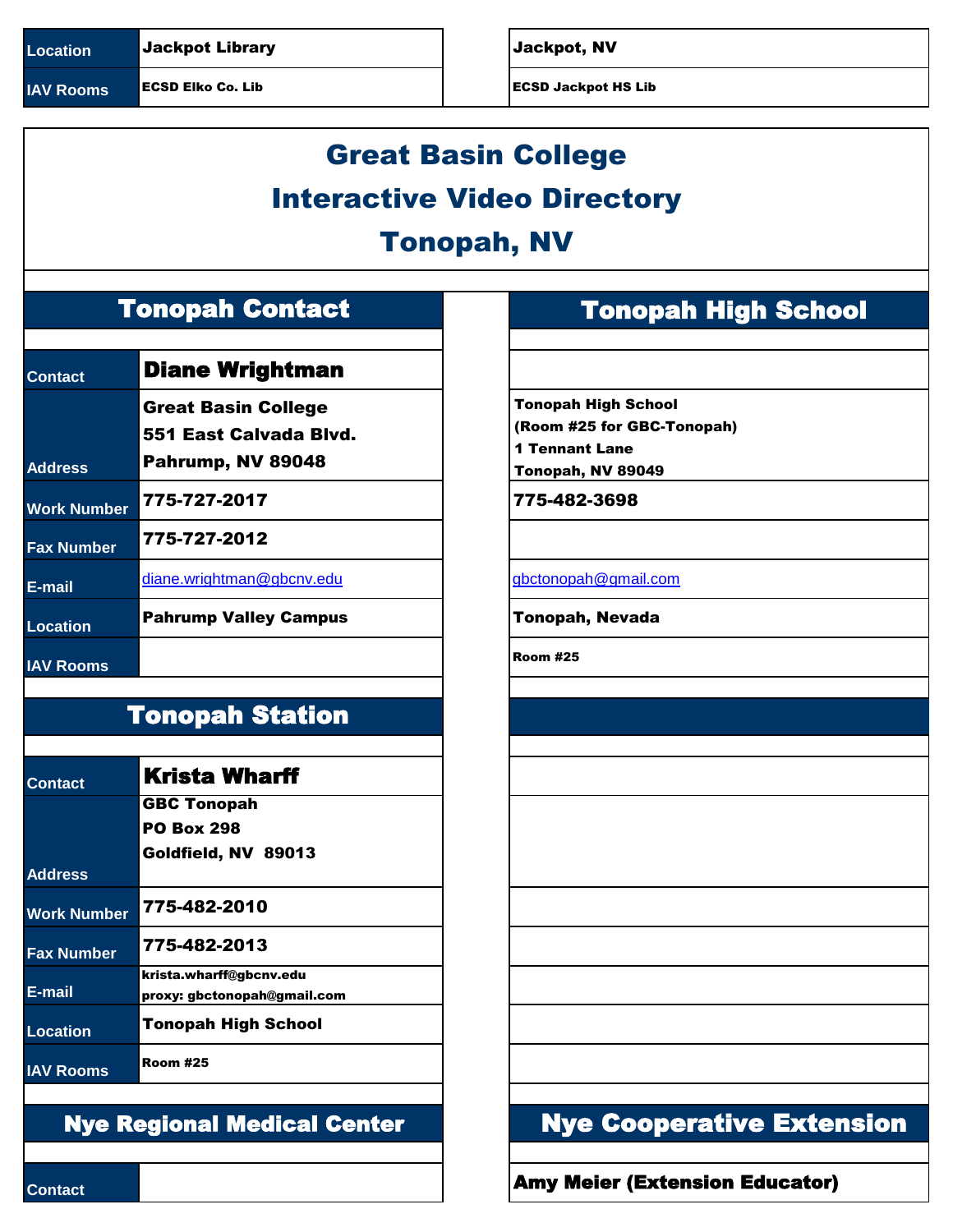| | | |
|---|---|---|
| Location | Jackpot Library | Jackpot, NV |
| IAV Rooms | ECSD Elko Co. Lib | ECSD Jackpot HS Lib |

# Great Basin College
# Interactive Video Directory
# Tonopah, NV

| Tonopah Contact | | Tonopah High School |
|---|---|---|
| Contact | **Diane Wrightman** | |
| Address | Great Basin College<br>551 East Calvada Blvd.<br>Pahrump, NV 89048 | Tonopah High School<br>(Room #25 for GBC-Tonopah)<br>1 Tennant Lane<br>Tonopah, NV 89049 |
| Work Number | 775-727-2017 | 775-482-3698 |
| Fax Number | 775-727-2012 | |
| E-mail | diane.wrightman@gbcnv.edu | gbctonopah@gmail.com |
| Location | Pahrump Valley Campus | Tonopah, Nevada |
| IAV Rooms | | Room #25 |

| Tonopah Station | | |
|---|---|---|
| Contact | **Krista Wharff** | |
| Address | GBC Tonopah<br>PO Box 298<br>Goldfield, NV 89013 | |
| Work Number | 775-482-2010 | |
| Fax Number | 775-482-2013 | |
| E-mail | krista.wharff@gbcnv.edu<br>proxy: gbctonopah@gmail.com | |
| Location | Tonopah High School | |
| IAV Rooms | Room #25 | |

| Nye Regional Medical Center | | Nye Cooperative Extension |
|---|---|---|
| Contact | | **Amy Meier (Extension Educator)** |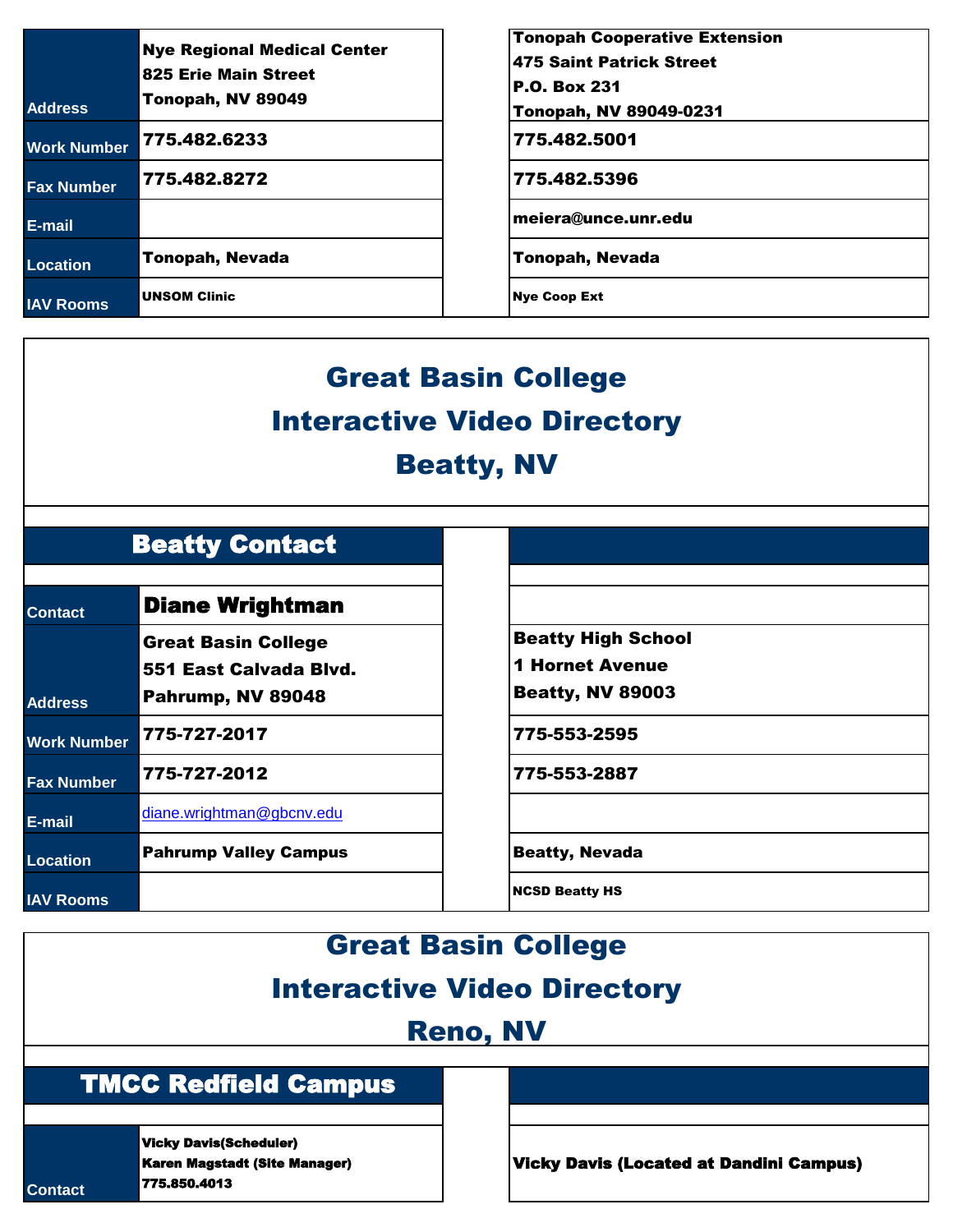| | | |
|---|---|---|
| Address | Nye Regional Medical Center<br>825 Erie Main Street<br>Tonopah, NV 89049 | Tonopah Cooperative Extension<br>475 Saint Patrick Street<br>P.O. Box 231<br>Tonopah, NV 89049-0231 |
| Work Number | 775.482.6233 | 775.482.5001 |
| Fax Number | 775.482.8272 | 775.482.5396 |
| E-mail | | meiera@unce.unr.edu |
| Location | Tonopah, Nevada | Tonopah, Nevada |
| IAV Rooms | UNSOM Clinic | Nye Coop Ext |

# Great Basin College
# Interactive Video Directory
# Beatty, NV

| Beatty Contact | | |
|---|---|---|
| Contact | Diane Wrightman | |
| Address | Great Basin College<br>551 East Calvada Blvd.<br>Pahrump, NV 89048 | Beatty High School<br>1 Hornet Avenue<br>Beatty, NV 89003 |
| Work Number | 775-727-2017 | 775-553-2595 |
| Fax Number | 775-727-2012 | 775-553-2887 |
| E-mail | diane.wrightman@gbcnv.edu | |
| Location | Pahrump Valley Campus | Beatty, Nevada |
| IAV Rooms | | NCSD Beatty HS |

# Great Basin College
# Interactive Video Directory
# Reno, NV

| TMCC Redfield Campus | | |
|---|---|---|
| Contact | Vicky Davis(Scheduler)<br>Karen Magstadt (Site Manager)<br>775.850.4013 | Vicky Davis (Located at Dandini Campus) |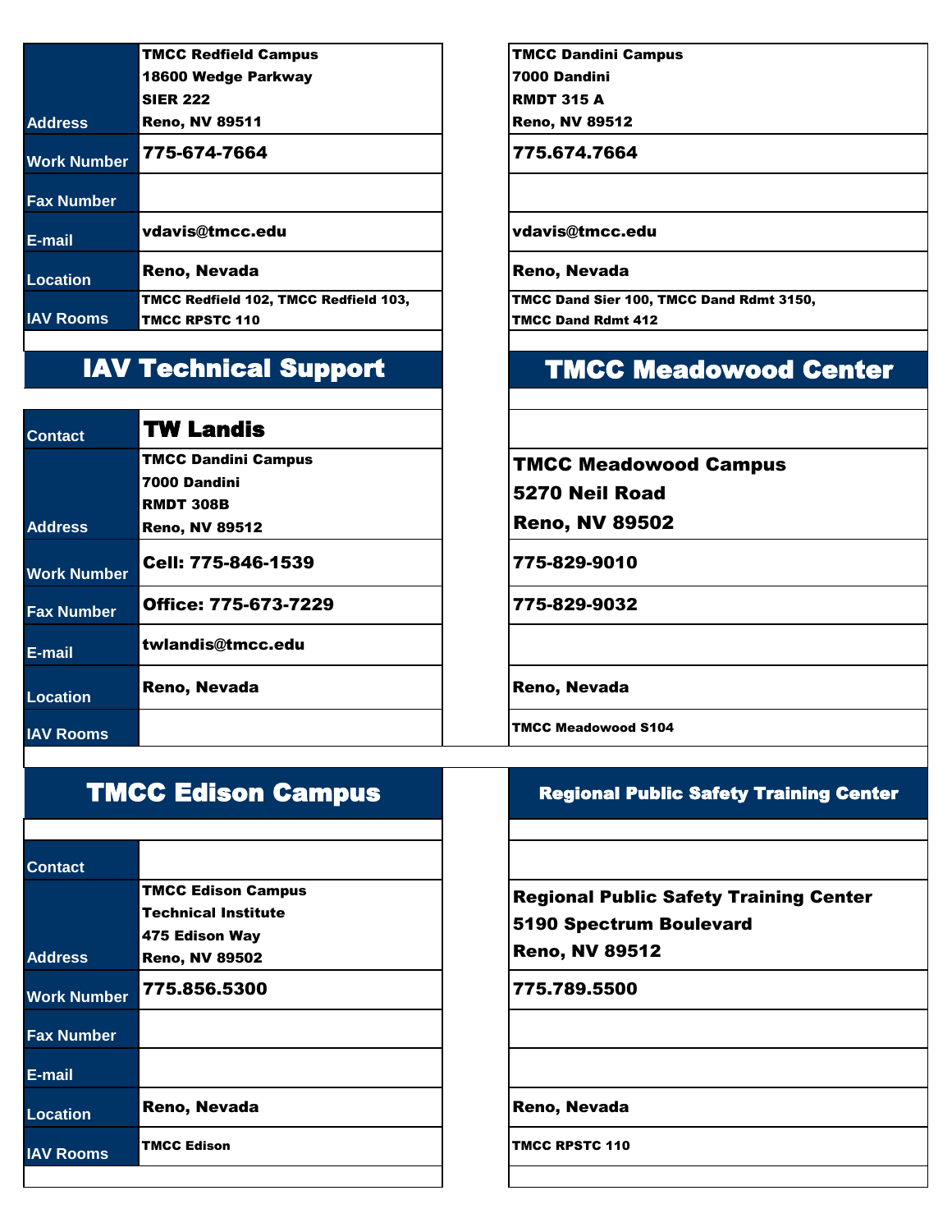| | |
|---|---|
| Address | TMCC Redfield Campus<br>18600 Wedge Parkway<br>SIER 222<br>Reno, NV 89511 |
| Work Number | 775-674-7664 |
| Fax Number | |
| E-mail | vdavis@tmcc.edu |
| Location | Reno, Nevada |
| IAV Rooms | TMCC Redfield 102, TMCC Redfield 103, TMCC RPSTC 110 |

| | |
|---|---|
| Address | TMCC Dandini Campus<br>7000 Dandini<br>RMDT 315 A<br>Reno, NV 89512 |
| Work Number | 775.674.7664 |
| Fax Number | |
| E-mail | vdavis@tmcc.edu |
| Location | Reno, Nevada |
| IAV Rooms | TMCC Dand Sier 100, TMCC Dand Rdmt 3150, TMCC Dand Rdmt 412 |

## IAV Technical Support

| | |
|---|---|
| Contact | **TW Landis** |
| Address | TMCC Dandini Campus<br>7000 Dandini<br>RMDT 308B<br>Reno, NV 89512 |
| Work Number | Cell: 775-846-1539 |
| Fax Number | Office: 775-673-7229 |
| E-mail | twlandis@tmcc.edu |
| Location | Reno, Nevada |
| IAV Rooms | |

## TMCC Meadowood Center

| | |
|---|---|
| Contact | |
| Address | TMCC Meadowood Campus<br>5270 Neil Road<br>Reno, NV 89502 |
| Work Number | 775-829-9010 |
| Fax Number | 775-829-9032 |
| E-mail | |
| Location | Reno, Nevada |
| IAV Rooms | TMCC Meadowood S104 |

## TMCC Edison Campus

| | |
|---|---|
| Contact | |
| Address | TMCC Edison Campus<br>Technical Institute<br>475 Edison Way<br>Reno, NV 89502 |
| Work Number | 775.856.5300 |
| Fax Number | |
| E-mail | |
| Location | Reno, Nevada |
| IAV Rooms | TMCC Edison |

## Regional Public Safety Training Center

| | |
|---|---|
| Contact | |
| Address | Regional Public Safety Training Center<br>5190 Spectrum Boulevard<br>Reno, NV 89512 |
| Work Number | 775.789.5500 |
| Fax Number | |
| E-mail | |
| Location | Reno, Nevada |
| IAV Rooms | TMCC RPSTC 110 |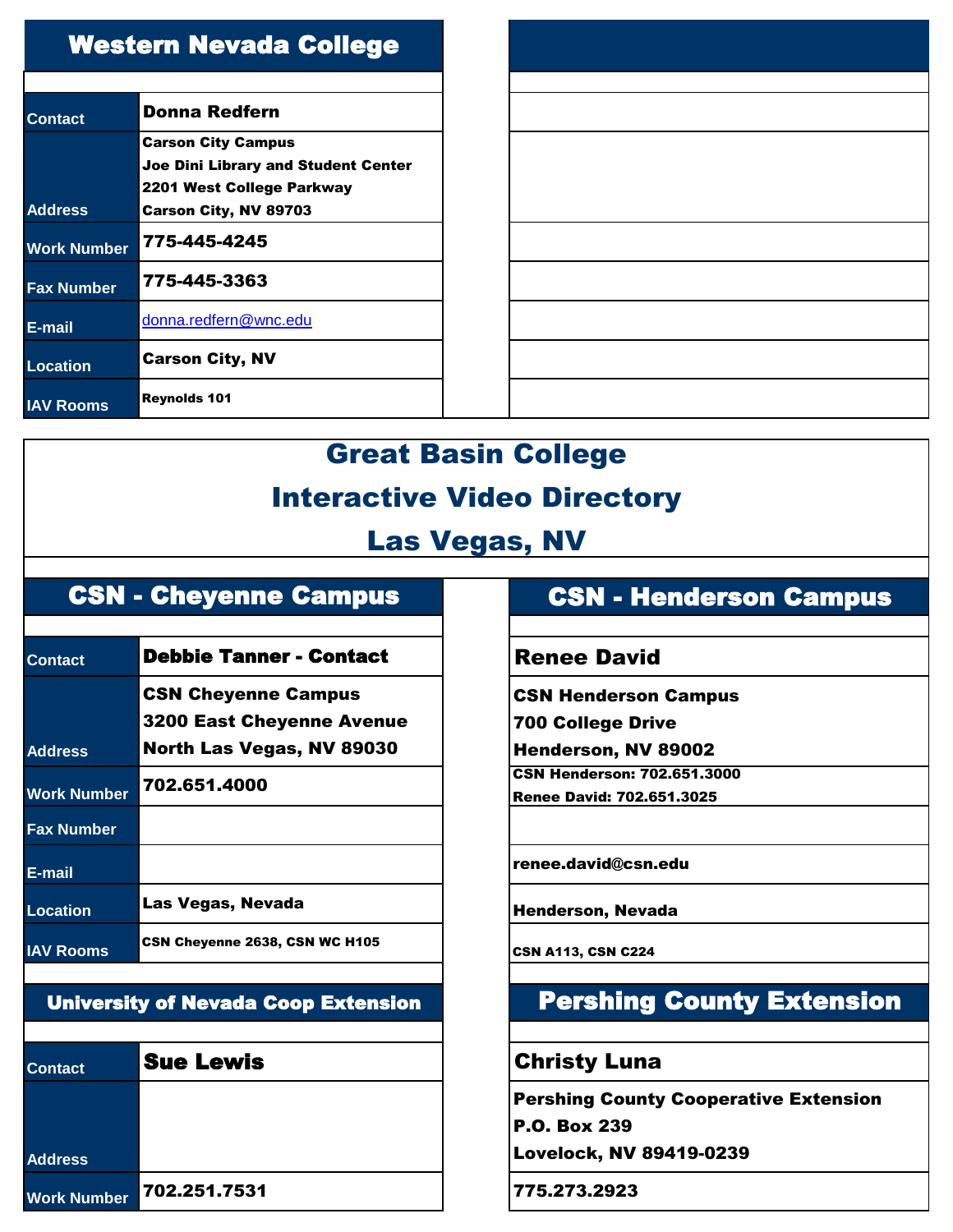## Western Nevada College

| | |
|---|---|
| Contact | Donna Redfern |
| Address | Carson City Campus<br>Joe Dini Library and Student Center<br>2201 West College Parkway<br>Carson City, NV 89703 |
| Work Number | 775-445-4245 |
| Fax Number | 775-445-3363 |
| E-mail | donna.redfern@wnc.edu |
| Location | Carson City, NV |
| IAV Rooms | Reynolds 101 |

# Great Basin College
# Interactive Video Directory
# Las Vegas, NV

## CSN - Cheyenne Campus

| | |
|---|---|
| Contact | Debbie Tanner - Contact |
| Address | CSN Cheyenne Campus<br>3200 East Cheyenne Avenue<br>North Las Vegas, NV 89030 |
| Work Number | 702.651.4000 |
| Fax Number | |
| E-mail | |
| Location | Las Vegas, Nevada |
| IAV Rooms | CSN Cheyenne 2638, CSN WC H105 |

## CSN - Henderson Campus

| | |
|---|---|
| Contact | Renee David |
| Address | CSN Henderson Campus<br>700 College Drive<br>Henderson, NV 89002 |
| Work Number | CSN Henderson: 702.651.3000<br>Renee David: 702.651.3025 |
| Fax Number | |
| E-mail | renee.david@csn.edu |
| Location | Henderson, Nevada |
| IAV Rooms | CSN A113, CSN C224 |

## University of Nevada Coop Extension

| | |
|---|---|
| Contact | Sue Lewis |
| Address | |
| Work Number | 702.251.7531 |

## Pershing County Extension

| | |
|---|---|
| Contact | Christy Luna |
| Address | Pershing County Cooperative Extension<br>P.O. Box 239<br>Lovelock, NV 89419-0239 |
| Work Number | 775.273.2923 |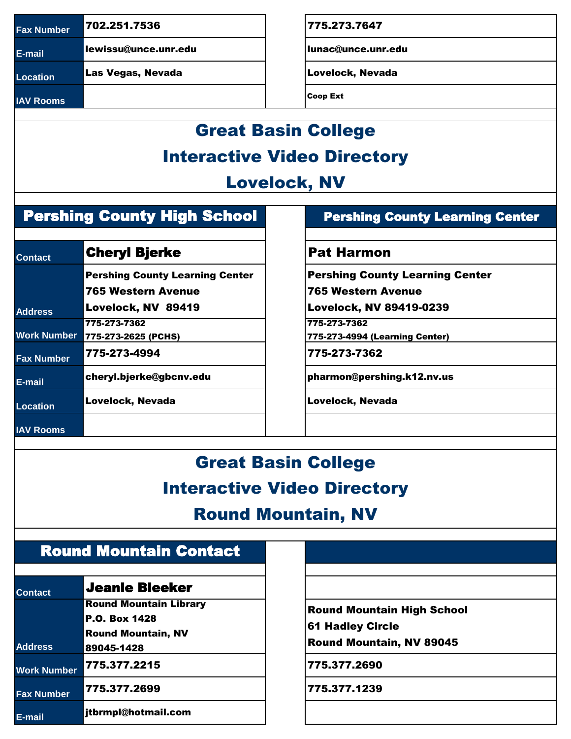| | | |
|---|---|---|
| Fax Number | 702.251.7536 | 775.273.7647 |
| E-mail | lewissu@unce.unr.edu | lunac@unce.unr.edu |
| Location | Las Vegas, Nevada | Lovelock, Nevada |
| IAV Rooms | | Coop Ext |

# Great Basin College
# Interactive Video Directory
# Lovelock, NV

| | Pershing County High School | Pershing County Learning Center |
|---|---|---|
| Contact | Cheryl Bjerke | Pat Harmon |
| Address | Pershing County Learning Center<br>765 Western Avenue<br>Lovelock, NV 89419 | Pershing County Learning Center<br>765 Western Avenue<br>Lovelock, NV 89419-0239 |
| Work Number | 775-273-7362<br>775-273-2625 (PCHS) | 775-273-7362<br>775-273-4994 (Learning Center) |
| Fax Number | 775-273-4994 | 775-273-7362 |
| E-mail | cheryl.bjerke@gbcnv.edu | pharmon@pershing.k12.nv.us |
| Location | Lovelock, Nevada | Lovelock, Nevada |
| IAV Rooms | | |

# Great Basin College
# Interactive Video Directory
# Round Mountain, NV

| | Round Mountain Contact | |
|---|---|---|
| Contact | Jeanie Bleeker | |
| Address | Round Mountain Library<br>P.O. Box 1428<br>Round Mountain, NV<br>89045-1428 | Round Mountain High School<br>61 Hadley Circle<br>Round Mountain, NV 89045 |
| Work Number | 775.377.2215 | 775.377.2690 |
| Fax Number | 775.377.2699 | 775.377.1239 |
| E-mail | jtbrmpl@hotmail.com | |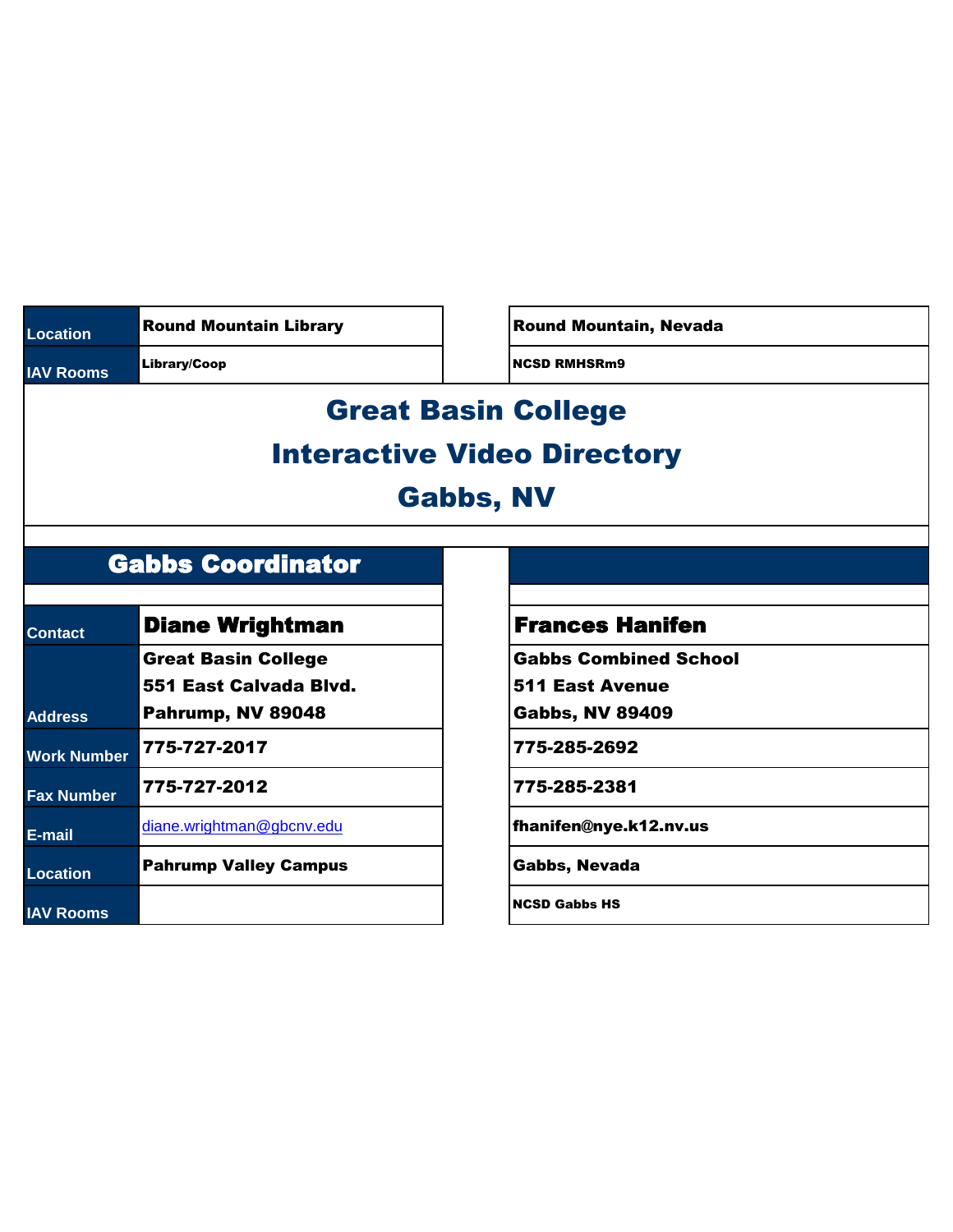| | | |
|---|---|---|
| Location | Round Mountain Library | Round Mountain, Nevada |
| IAV Rooms | Library/Coop | NCSD RMHSRm9 |

# Great Basin College

# Interactive Video Directory

# Gabbs, NV

| Gabbs Coordinator | | |
|---|---|---|
| Contact | **Diane Wrightman** | **Frances Hanifen** |
| Address | Great Basin College<br>551 East Calvada Blvd.<br>Pahrump, NV 89048 | Gabbs Combined School<br>511 East Avenue<br>Gabbs, NV 89409 |
| Work Number | 775-727-2017 | 775-285-2692 |
| Fax Number | 775-727-2012 | 775-285-2381 |
| E-mail | diane.wrightman@gbcnv.edu | fhanifen@nye.k12.nv.us |
| Location | Pahrump Valley Campus | Gabbs, Nevada |
| IAV Rooms | | NCSD Gabbs HS |